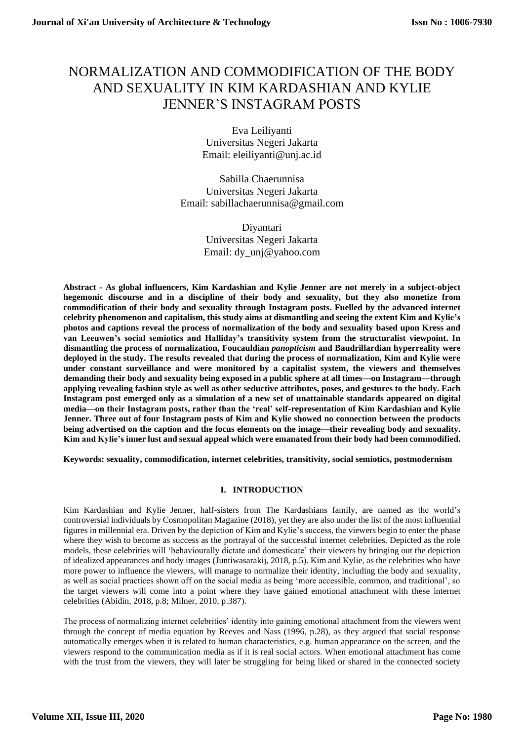# NORMALIZATION AND COMMODIFICATION OF THE BODY AND SEXUALITY IN KIM KARDASHIAN AND KYLIE JENNER'S INSTAGRAM POSTS

Eva Leiliyanti
Universitas Negeri Jakarta
Email: eleiliyanti@unj.ac.id

Sabilla Chaerunnisa
Universitas Negeri Jakarta
Email: sabillachaerunnisa@gmail.com

Diyantari
Universitas Negeri Jakarta
Email: dy_unj@yahoo.com

**Abstract - As global influencers, Kim Kardashian and Kylie Jenner are not merely in a subject-object hegemonic discourse and in a discipline of their body and sexuality, but they also monetize from commodification of their body and sexuality through Instagram posts. Fuelled by the advanced internet celebrity phenomenon and capitalism, this study aims at dismantling and seeing the extent Kim and Kylie's photos and captions reveal the process of normalization of the body and sexuality based upon Kress and van Leeuwen's social semiotics and Halliday's transitivity system from the structuralist viewpoint. In dismantling the process of normalization, Foucauldian *panopticism* and Baudrillardian hyperreality were deployed in the study. The results revealed that during the process of normalization, Kim and Kylie were under constant surveillance and were monitored by a capitalist system, the viewers and themselves demanding their body and sexuality being exposed in a public sphere at all times—on Instagram—through applying revealing fashion style as well as other seductive attributes, poses, and gestures to the body. Each Instagram post emerged only as a simulation of a new set of unattainable standards appeared on digital media—on their Instagram posts, rather than the 'real' self-representation of Kim Kardashian and Kylie Jenner. Three out of four Instagram posts of Kim and Kylie showed no connection between the products being advertised on the caption and the focus elements on the image—their revealing body and sexuality. Kim and Kylie's inner lust and sexual appeal which were emanated from their body had been commodified.**

**Keywords: sexuality, commodification, internet celebrities, transitivity, social semiotics, postmodernism**

## I. INTRODUCTION

Kim Kardashian and Kylie Jenner, half-sisters from The Kardashians family, are named as the world's controversial individuals by Cosmopolitan Magazine (2018), yet they are also under the list of the most influential figures in millennial era. Driven by the depiction of Kim and Kylie's success, the viewers begin to enter the phase where they wish to become as success as the portrayal of the successful internet celebrities. Depicted as the role models, these celebrities will 'behaviourally dictate and domesticate' their viewers by bringing out the depiction of idealized appearances and body images (Juntiwasarakij, 2018, p.5). Kim and Kylie, as the celebrities who have more power to influence the viewers, will manage to normalize their identity, including the body and sexuality, as well as social practices shown off on the social media as being 'more accessible, common, and traditional', so the target viewers will come into a point where they have gained emotional attachment with these internet celebrities (Abidin, 2018, p.8; Milner, 2010, p.387).

The process of normalizing internet celebrities' identity into gaining emotional attachment from the viewers went through the concept of media equation by Reeves and Nass (1996, p.28), as they argued that social response automatically emerges when it is related to human characteristics, e.g. human appearance on the screen, and the viewers respond to the communication media as if it is real social actors. When emotional attachment has come with the trust from the viewers, they will later be struggling for being liked or shared in the connected society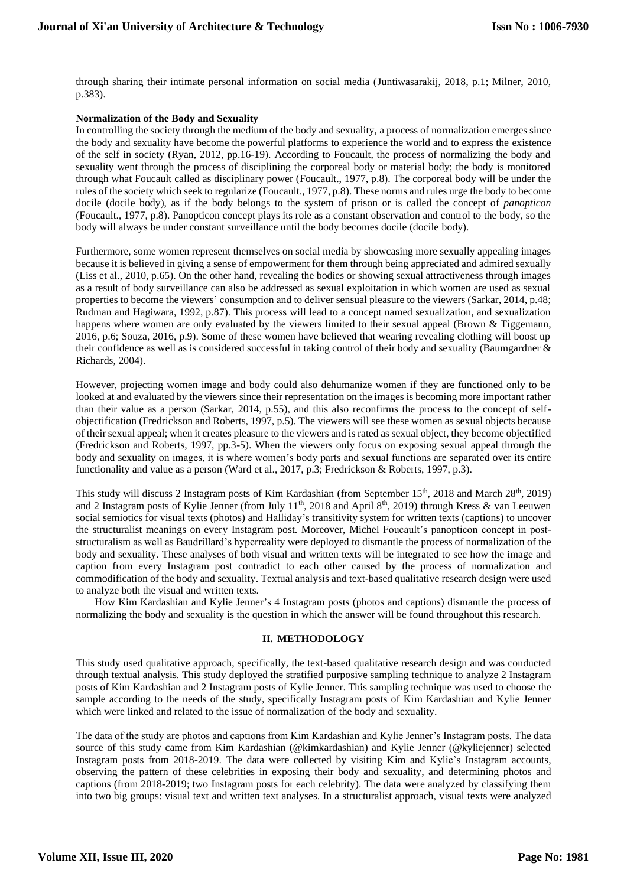through sharing their intimate personal information on social media (Juntiwasarakij, 2018, p.1; Milner, 2010, p.383).

**Normalization of the Body and Sexuality**

In controlling the society through the medium of the body and sexuality, a process of normalization emerges since the body and sexuality have become the powerful platforms to experience the world and to express the existence of the self in society (Ryan, 2012, pp.16-19). According to Foucault, the process of normalizing the body and sexuality went through the process of disciplining the corporeal body or material body; the body is monitored through what Foucault called as disciplinary power (Foucault., 1977, p.8). The corporeal body will be under the rules of the society which seek to regularize (Foucault., 1977, p.8). These norms and rules urge the body to become docile (docile body), as if the body belongs to the system of prison or is called the concept of *panopticon* (Foucault., 1977, p.8). Panopticon concept plays its role as a constant observation and control to the body, so the body will always be under constant surveillance until the body becomes docile (docile body).

Furthermore, some women represent themselves on social media by showcasing more sexually appealing images because it is believed in giving a sense of empowerment for them through being appreciated and admired sexually (Liss et al., 2010, p.65). On the other hand, revealing the bodies or showing sexual attractiveness through images as a result of body surveillance can also be addressed as sexual exploitation in which women are used as sexual properties to become the viewers' consumption and to deliver sensual pleasure to the viewers (Sarkar, 2014, p.48; Rudman and Hagiwara, 1992, p.87). This process will lead to a concept named sexualization, and sexualization happens where women are only evaluated by the viewers limited to their sexual appeal (Brown & Tiggemann, 2016, p.6; Souza, 2016, p.9). Some of these women have believed that wearing revealing clothing will boost up their confidence as well as is considered successful in taking control of their body and sexuality (Baumgardner & Richards, 2004).

However, projecting women image and body could also dehumanize women if they are functioned only to be looked at and evaluated by the viewers since their representation on the images is becoming more important rather than their value as a person (Sarkar, 2014, p.55), and this also reconfirms the process to the concept of self-objectification (Fredrickson and Roberts, 1997, p.5). The viewers will see these women as sexual objects because of their sexual appeal; when it creates pleasure to the viewers and is rated as sexual object, they become objectified (Fredrickson and Roberts, 1997, pp.3-5). When the viewers only focus on exposing sexual appeal through the body and sexuality on images, it is where women's body parts and sexual functions are separated over its entire functionality and value as a person (Ward et al., 2017, p.3; Fredrickson & Roberts, 1997, p.3).

This study will discuss 2 Instagram posts of Kim Kardashian (from September 15th, 2018 and March 28th, 2019) and 2 Instagram posts of Kylie Jenner (from July 11th, 2018 and April 8th, 2019) through Kress & van Leeuwen social semiotics for visual texts (photos) and Halliday's transitivity system for written texts (captions) to uncover the structuralist meanings on every Instagram post. Moreover, Michel Foucault's panopticon concept in post-structuralism as well as Baudrillard's hyperreality were deployed to dismantle the process of normalization of the body and sexuality. These analyses of both visual and written texts will be integrated to see how the image and caption from every Instagram post contradict to each other caused by the process of normalization and commodification of the body and sexuality. Textual analysis and text-based qualitative research design were used to analyze both the visual and written texts.

How Kim Kardashian and Kylie Jenner's 4 Instagram posts (photos and captions) dismantle the process of normalizing the body and sexuality is the question in which the answer will be found throughout this research.

## II. METHODOLOGY

This study used qualitative approach, specifically, the text-based qualitative research design and was conducted through textual analysis. This study deployed the stratified purposive sampling technique to analyze 2 Instagram posts of Kim Kardashian and 2 Instagram posts of Kylie Jenner. This sampling technique was used to choose the sample according to the needs of the study, specifically Instagram posts of Kim Kardashian and Kylie Jenner which were linked and related to the issue of normalization of the body and sexuality.

The data of the study are photos and captions from Kim Kardashian and Kylie Jenner's Instagram posts. The data source of this study came from Kim Kardashian (@kimkardashian) and Kylie Jenner (@kyliejenner) selected Instagram posts from 2018-2019. The data were collected by visiting Kim and Kylie's Instagram accounts, observing the pattern of these celebrities in exposing their body and sexuality, and determining photos and captions (from 2018-2019; two Instagram posts for each celebrity). The data were analyzed by classifying them into two big groups: visual text and written text analyses. In a structuralist approach, visual texts were analyzed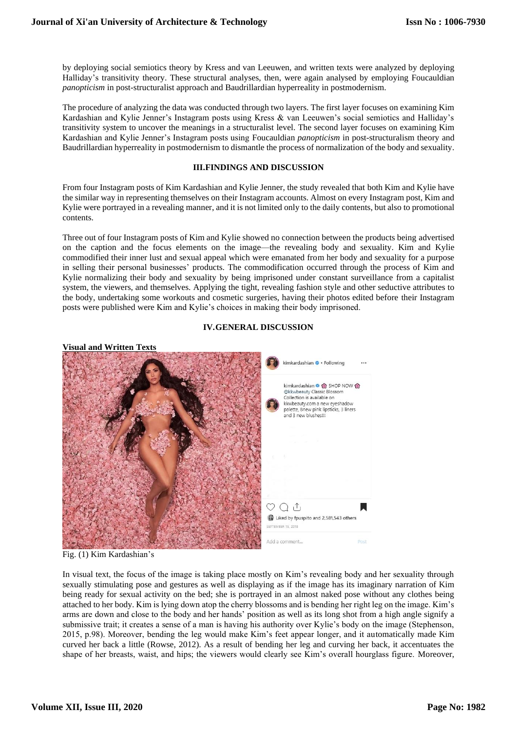by deploying social semiotics theory by Kress and van Leeuwen, and written texts were analyzed by deploying Halliday's transitivity theory. These structural analyses, then, were again analysed by employing Foucauldian *panopticism* in post-structuralist approach and Baudrillardian hyperreality in postmodernism.

The procedure of analyzing the data was conducted through two layers. The first layer focuses on examining Kim Kardashian and Kylie Jenner's Instagram posts using Kress & van Leeuwen's social semiotics and Halliday's transitivity system to uncover the meanings in a structuralist level. The second layer focuses on examining Kim Kardashian and Kylie Jenner's Instagram posts using Foucauldian *panopticism* in post-structuralism theory and Baudrillardian hyperreality in postmodernism to dismantle the process of normalization of the body and sexuality.

## III.FINDINGS AND DISCUSSION

From four Instagram posts of Kim Kardashian and Kylie Jenner, the study revealed that both Kim and Kylie have the similar way in representing themselves on their Instagram accounts. Almost on every Instagram post, Kim and Kylie were portrayed in a revealing manner, and it is not limited only to the daily contents, but also to promotional contents.

Three out of four Instagram posts of Kim and Kylie showed no connection between the products being advertised on the caption and the focus elements on the image—the revealing body and sexuality. Kim and Kylie commodified their inner lust and sexual appeal which were emanated from her body and sexuality for a purpose in selling their personal businesses' products. The commodification occurred through the process of Kim and Kylie normalizing their body and sexuality by being imprisoned under constant surveillance from a capitalist system, the viewers, and themselves. Applying the tight, revealing fashion style and other seductive attributes to the body, undertaking some workouts and cosmetic surgeries, having their photos edited before their Instagram posts were published were Kim and Kylie's choices in making their body imprisoned.

## IV.GENERAL DISCUSSION

**Visual and Written Texts**

Fig. (1) Kim Kardashian's

In visual text, the focus of the image is taking place mostly on Kim's revealing body and her sexuality through sexually stimulating pose and gestures as well as displaying as if the image has its imaginary narration of Kim being ready for sexual activity on the bed; she is portrayed in an almost naked pose without any clothes being attached to her body. Kim is lying down atop the cherry blossoms and is bending her right leg on the image. Kim's arms are down and close to the body and her hands' position as well as its long shot from a high angle signify a submissive trait; it creates a sense of a man is having his authority over Kylie's body on the image (Stephenson, 2015, p.98). Moreover, bending the leg would make Kim's feet appear longer, and it automatically made Kim curved her back a little (Rowse, 2012). As a result of bending her leg and curving her back, it accentuates the shape of her breasts, waist, and hips; the viewers would clearly see Kim's overall hourglass figure. Moreover,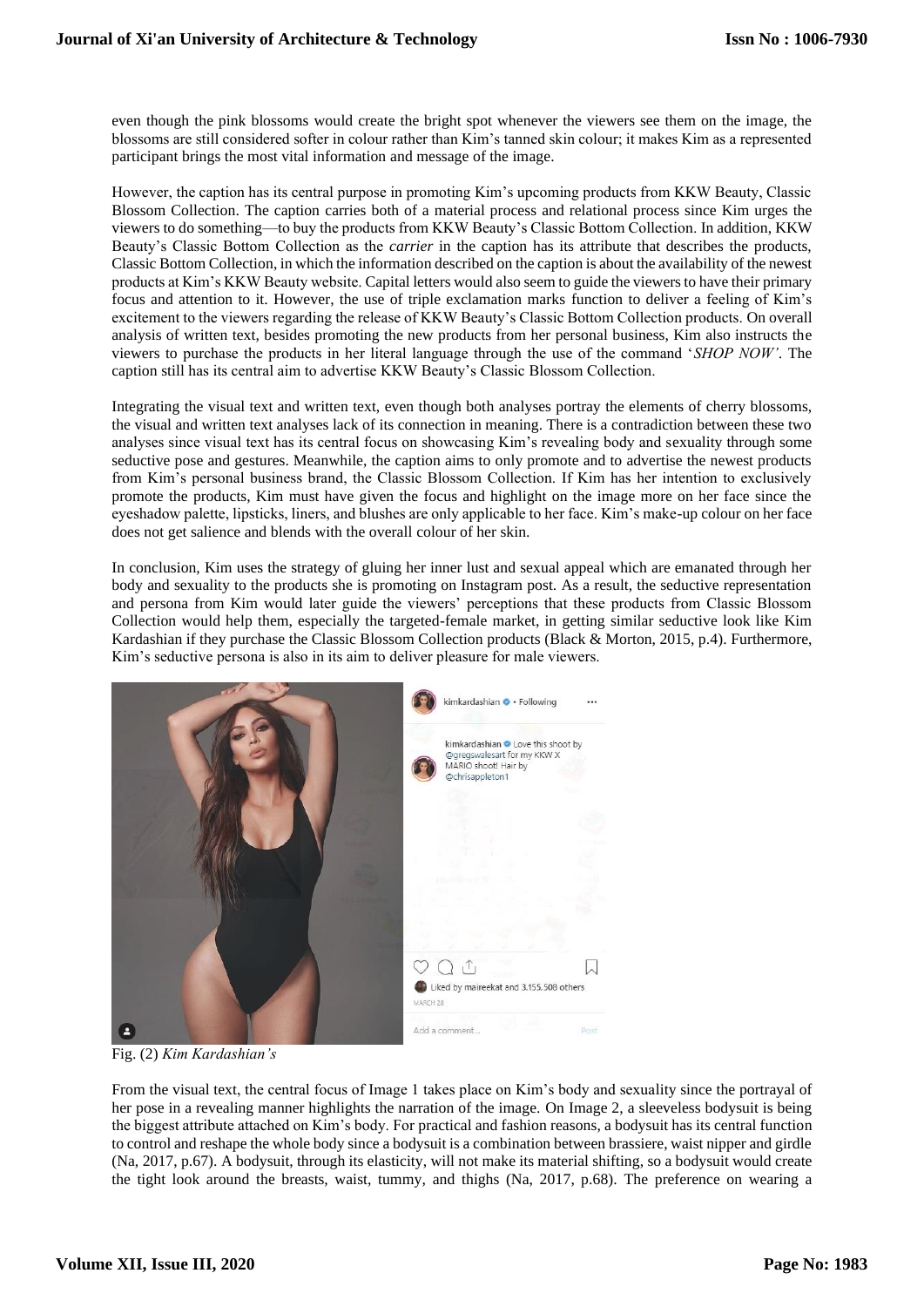even though the pink blossoms would create the bright spot whenever the viewers see them on the image, the blossoms are still considered softer in colour rather than Kim's tanned skin colour; it makes Kim as a represented participant brings the most vital information and message of the image.

However, the caption has its central purpose in promoting Kim's upcoming products from KKW Beauty, Classic Blossom Collection. The caption carries both of a material process and relational process since Kim urges the viewers to do something—to buy the products from KKW Beauty's Classic Bottom Collection. In addition, KKW Beauty's Classic Bottom Collection as the *carrier* in the caption has its attribute that describes the products, Classic Bottom Collection, in which the information described on the caption is about the availability of the newest products at Kim's KKW Beauty website. Capital letters would also seem to guide the viewers to have their primary focus and attention to it. However, the use of triple exclamation marks function to deliver a feeling of Kim's excitement to the viewers regarding the release of KKW Beauty's Classic Bottom Collection products. On overall analysis of written text, besides promoting the new products from her personal business, Kim also instructs the viewers to purchase the products in her literal language through the use of the command '*SHOP NOW*'. The caption still has its central aim to advertise KKW Beauty's Classic Blossom Collection.

Integrating the visual text and written text, even though both analyses portray the elements of cherry blossoms, the visual and written text analyses lack of its connection in meaning. There is a contradiction between these two analyses since visual text has its central focus on showcasing Kim's revealing body and sexuality through some seductive pose and gestures. Meanwhile, the caption aims to only promote and to advertise the newest products from Kim's personal business brand, the Classic Blossom Collection. If Kim has her intention to exclusively promote the products, Kim must have given the focus and highlight on the image more on her face since the eyeshadow palette, lipsticks, liners, and blushes are only applicable to her face. Kim's make-up colour on her face does not get salience and blends with the overall colour of her skin.

In conclusion, Kim uses the strategy of gluing her inner lust and sexual appeal which are emanated through her body and sexuality to the products she is promoting on Instagram post. As a result, the seductive representation and persona from Kim would later guide the viewers' perceptions that these products from Classic Blossom Collection would help them, especially the targeted-female market, in getting similar seductive look like Kim Kardashian if they purchase the Classic Blossom Collection products (Black & Morton, 2015, p.4). Furthermore, Kim's seductive persona is also in its aim to deliver pleasure for male viewers.

Fig. (2) *Kim Kardashian's*

From the visual text, the central focus of Image 1 takes place on Kim's body and sexuality since the portrayal of her pose in a revealing manner highlights the narration of the image. On Image 2, a sleeveless bodysuit is being the biggest attribute attached on Kim's body. For practical and fashion reasons, a bodysuit has its central function to control and reshape the whole body since a bodysuit is a combination between brassiere, waist nipper and girdle (Na, 2017, p.67). A bodysuit, through its elasticity, will not make its material shifting, so a bodysuit would create the tight look around the breasts, waist, tummy, and thighs (Na, 2017, p.68). The preference on wearing a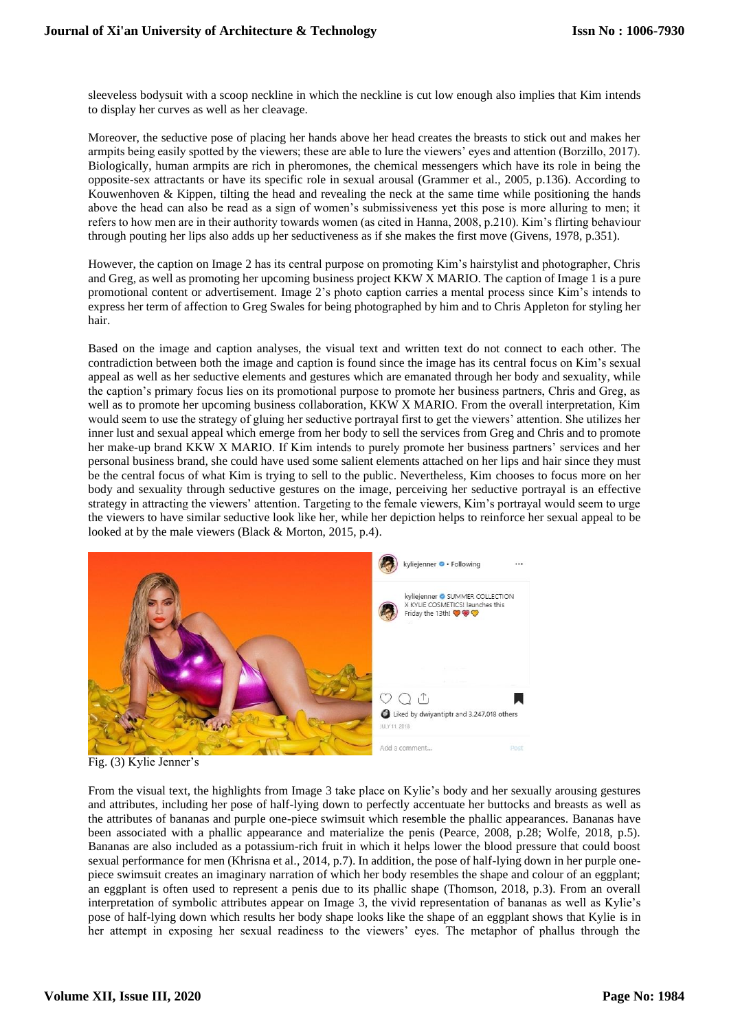sleeveless bodysuit with a scoop neckline in which the neckline is cut low enough also implies that Kim intends to display her curves as well as her cleavage.

Moreover, the seductive pose of placing her hands above her head creates the breasts to stick out and makes her armpits being easily spotted by the viewers; these are able to lure the viewers' eyes and attention (Borzillo, 2017). Biologically, human armpits are rich in pheromones, the chemical messengers which have its role in being the opposite-sex attractants or have its specific role in sexual arousal (Grammer et al., 2005, p.136). According to Kouwenhoven & Kippen, tilting the head and revealing the neck at the same time while positioning the hands above the head can also be read as a sign of women's submissiveness yet this pose is more alluring to men; it refers to how men are in their authority towards women (as cited in Hanna, 2008, p.210). Kim's flirting behaviour through pouting her lips also adds up her seductiveness as if she makes the first move (Givens, 1978, p.351).

However, the caption on Image 2 has its central purpose on promoting Kim's hairstylist and photographer, Chris and Greg, as well as promoting her upcoming business project KKW X MARIO. The caption of Image 1 is a pure promotional content or advertisement. Image 2's photo caption carries a mental process since Kim's intends to express her term of affection to Greg Swales for being photographed by him and to Chris Appleton for styling her hair.

Based on the image and caption analyses, the visual text and written text do not connect to each other. The contradiction between both the image and caption is found since the image has its central focus on Kim's sexual appeal as well as her seductive elements and gestures which are emanated through her body and sexuality, while the caption's primary focus lies on its promotional purpose to promote her business partners, Chris and Greg, as well as to promote her upcoming business collaboration, KKW X MARIO. From the overall interpretation, Kim would seem to use the strategy of gluing her seductive portrayal first to get the viewers' attention. She utilizes her inner lust and sexual appeal which emerge from her body to sell the services from Greg and Chris and to promote her make-up brand KKW X MARIO. If Kim intends to purely promote her business partners' services and her personal business brand, she could have used some salient elements attached on her lips and hair since they must be the central focus of what Kim is trying to sell to the public. Nevertheless, Kim chooses to focus more on her body and sexuality through seductive gestures on the image, perceiving her seductive portrayal is an effective strategy in attracting the viewers' attention. Targeting to the female viewers, Kim's portrayal would seem to urge the viewers to have similar seductive look like her, while her depiction helps to reinforce her sexual appeal to be looked at by the male viewers (Black & Morton, 2015, p.4).

Fig. (3) Kylie Jenner's

From the visual text, the highlights from Image 3 take place on Kylie's body and her sexually arousing gestures and attributes, including her pose of half-lying down to perfectly accentuate her buttocks and breasts as well as the attributes of bananas and purple one-piece swimsuit which resemble the phallic appearances. Bananas have been associated with a phallic appearance and materialize the penis (Pearce, 2008, p.28; Wolfe, 2018, p.5). Bananas are also included as a potassium-rich fruit in which it helps lower the blood pressure that could boost sexual performance for men (Khrisna et al., 2014, p.7). In addition, the pose of half-lying down in her purple one-piece swimsuit creates an imaginary narration of which her body resembles the shape and colour of an eggplant; an eggplant is often used to represent a penis due to its phallic shape (Thomson, 2018, p.3). From an overall interpretation of symbolic attributes appear on Image 3, the vivid representation of bananas as well as Kylie's pose of half-lying down which results her body shape looks like the shape of an eggplant shows that Kylie is in her attempt in exposing her sexual readiness to the viewers' eyes. The metaphor of phallus through the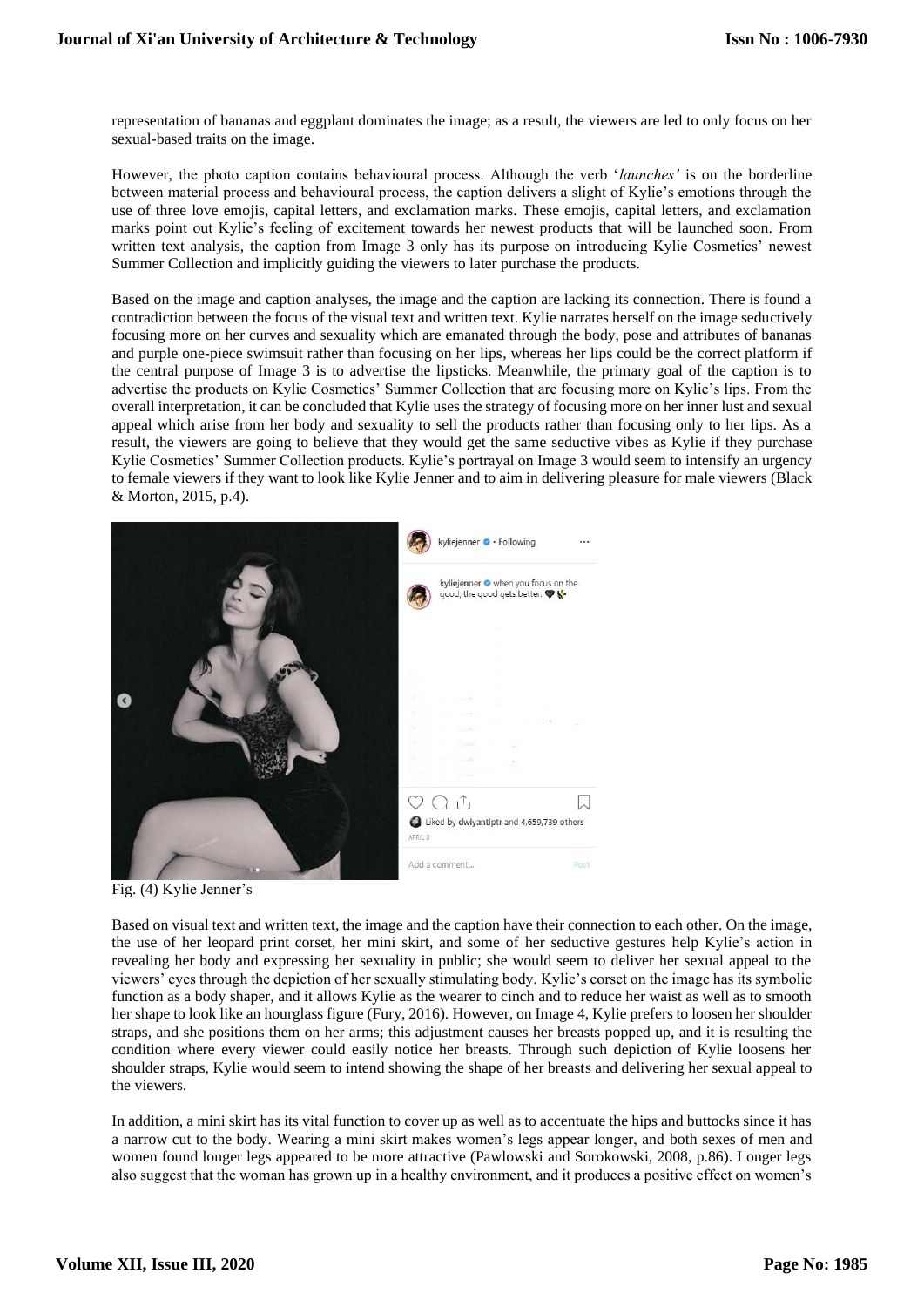representation of bananas and eggplant dominates the image; as a result, the viewers are led to only focus on her sexual-based traits on the image.

However, the photo caption contains behavioural process. Although the verb '*launches'* is on the borderline between material process and behavioural process, the caption delivers a slight of Kylie's emotions through the use of three love emojis, capital letters, and exclamation marks. These emojis, capital letters, and exclamation marks point out Kylie's feeling of excitement towards her newest products that will be launched soon. From written text analysis, the caption from Image 3 only has its purpose on introducing Kylie Cosmetics' newest Summer Collection and implicitly guiding the viewers to later purchase the products.

Based on the image and caption analyses, the image and the caption are lacking its connection. There is found a contradiction between the focus of the visual text and written text. Kylie narrates herself on the image seductively focusing more on her curves and sexuality which are emanated through the body, pose and attributes of bananas and purple one-piece swimsuit rather than focusing on her lips, whereas her lips could be the correct platform if the central purpose of Image 3 is to advertise the lipsticks. Meanwhile, the primary goal of the caption is to advertise the products on Kylie Cosmetics' Summer Collection that are focusing more on Kylie's lips. From the overall interpretation, it can be concluded that Kylie uses the strategy of focusing more on her inner lust and sexual appeal which arise from her body and sexuality to sell the products rather than focusing only to her lips. As a result, the viewers are going to believe that they would get the same seductive vibes as Kylie if they purchase Kylie Cosmetics' Summer Collection products. Kylie's portrayal on Image 3 would seem to intensify an urgency to female viewers if they want to look like Kylie Jenner and to aim in delivering pleasure for male viewers (Black & Morton, 2015, p.4).

Fig. (4) Kylie Jenner's

Based on visual text and written text, the image and the caption have their connection to each other. On the image, the use of her leopard print corset, her mini skirt, and some of her seductive gestures help Kylie's action in revealing her body and expressing her sexuality in public; she would seem to deliver her sexual appeal to the viewers' eyes through the depiction of her sexually stimulating body. Kylie's corset on the image has its symbolic function as a body shaper, and it allows Kylie as the wearer to cinch and to reduce her waist as well as to smooth her shape to look like an hourglass figure (Fury, 2016). However, on Image 4, Kylie prefers to loosen her shoulder straps, and she positions them on her arms; this adjustment causes her breasts popped up, and it is resulting the condition where every viewer could easily notice her breasts. Through such depiction of Kylie loosens her shoulder straps, Kylie would seem to intend showing the shape of her breasts and delivering her sexual appeal to the viewers.

In addition, a mini skirt has its vital function to cover up as well as to accentuate the hips and buttocks since it has a narrow cut to the body. Wearing a mini skirt makes women's legs appear longer, and both sexes of men and women found longer legs appeared to be more attractive (Pawlowski and Sorokowski, 2008, p.86). Longer legs also suggest that the woman has grown up in a healthy environment, and it produces a positive effect on women's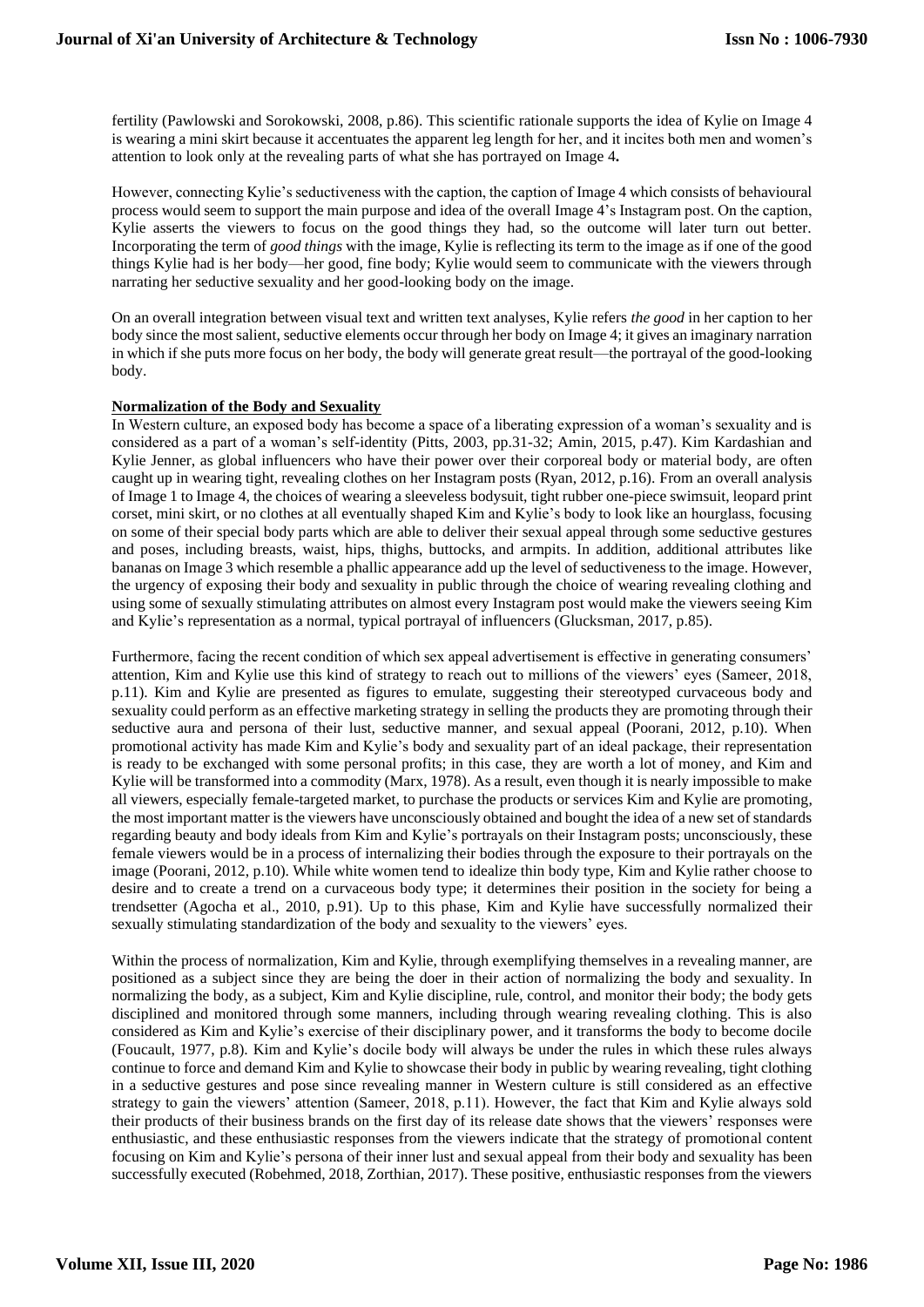fertility (Pawlowski and Sorokowski, 2008, p.86). This scientific rationale supports the idea of Kylie on Image 4 is wearing a mini skirt because it accentuates the apparent leg length for her, and it incites both men and women's attention to look only at the revealing parts of what she has portrayed on Image 4**.**

However, connecting Kylie's seductiveness with the caption, the caption of Image 4 which consists of behavioural process would seem to support the main purpose and idea of the overall Image 4's Instagram post. On the caption, Kylie asserts the viewers to focus on the good things they had, so the outcome will later turn out better. Incorporating the term of *good things* with the image, Kylie is reflecting its term to the image as if one of the good things Kylie had is her body—her good, fine body; Kylie would seem to communicate with the viewers through narrating her seductive sexuality and her good-looking body on the image.

On an overall integration between visual text and written text analyses, Kylie refers *the good* in her caption to her body since the most salient, seductive elements occur through her body on Image 4; it gives an imaginary narration in which if she puts more focus on her body, the body will generate great result—the portrayal of the good-looking body.

## Normalization of the Body and Sexuality

In Western culture, an exposed body has become a space of a liberating expression of a woman's sexuality and is considered as a part of a woman's self-identity (Pitts, 2003, pp.31-32; Amin, 2015, p.47). Kim Kardashian and Kylie Jenner, as global influencers who have their power over their corporeal body or material body, are often caught up in wearing tight, revealing clothes on her Instagram posts (Ryan, 2012, p.16). From an overall analysis of Image 1 to Image 4, the choices of wearing a sleeveless bodysuit, tight rubber one-piece swimsuit, leopard print corset, mini skirt, or no clothes at all eventually shaped Kim and Kylie's body to look like an hourglass, focusing on some of their special body parts which are able to deliver their sexual appeal through some seductive gestures and poses, including breasts, waist, hips, thighs, buttocks, and armpits. In addition, additional attributes like bananas on Image 3 which resemble a phallic appearance add up the level of seductiveness to the image. However, the urgency of exposing their body and sexuality in public through the choice of wearing revealing clothing and using some of sexually stimulating attributes on almost every Instagram post would make the viewers seeing Kim and Kylie's representation as a normal, typical portrayal of influencers (Glucksman, 2017, p.85).

Furthermore, facing the recent condition of which sex appeal advertisement is effective in generating consumers' attention, Kim and Kylie use this kind of strategy to reach out to millions of the viewers' eyes (Sameer, 2018, p.11). Kim and Kylie are presented as figures to emulate, suggesting their stereotyped curvaceous body and sexuality could perform as an effective marketing strategy in selling the products they are promoting through their seductive aura and persona of their lust, seductive manner, and sexual appeal (Poorani, 2012, p.10). When promotional activity has made Kim and Kylie's body and sexuality part of an ideal package, their representation is ready to be exchanged with some personal profits; in this case, they are worth a lot of money, and Kim and Kylie will be transformed into a commodity (Marx, 1978). As a result, even though it is nearly impossible to make all viewers, especially female-targeted market, to purchase the products or services Kim and Kylie are promoting, the most important matter is the viewers have unconsciously obtained and bought the idea of a new set of standards regarding beauty and body ideals from Kim and Kylie's portrayals on their Instagram posts; unconsciously, these female viewers would be in a process of internalizing their bodies through the exposure to their portrayals on the image (Poorani, 2012, p.10). While white women tend to idealize thin body type, Kim and Kylie rather choose to desire and to create a trend on a curvaceous body type; it determines their position in the society for being a trendsetter (Agocha et al., 2010, p.91). Up to this phase, Kim and Kylie have successfully normalized their sexually stimulating standardization of the body and sexuality to the viewers' eyes.

Within the process of normalization, Kim and Kylie, through exemplifying themselves in a revealing manner, are positioned as a subject since they are being the doer in their action of normalizing the body and sexuality. In normalizing the body, as a subject, Kim and Kylie discipline, rule, control, and monitor their body; the body gets disciplined and monitored through some manners, including through wearing revealing clothing. This is also considered as Kim and Kylie's exercise of their disciplinary power, and it transforms the body to become docile (Foucault, 1977, p.8). Kim and Kylie's docile body will always be under the rules in which these rules always continue to force and demand Kim and Kylie to showcase their body in public by wearing revealing, tight clothing in a seductive gestures and pose since revealing manner in Western culture is still considered as an effective strategy to gain the viewers' attention (Sameer, 2018, p.11). However, the fact that Kim and Kylie always sold their products of their business brands on the first day of its release date shows that the viewers' responses were enthusiastic, and these enthusiastic responses from the viewers indicate that the strategy of promotional content focusing on Kim and Kylie's persona of their inner lust and sexual appeal from their body and sexuality has been successfully executed (Robehmed, 2018, Zorthian, 2017). These positive, enthusiastic responses from the viewers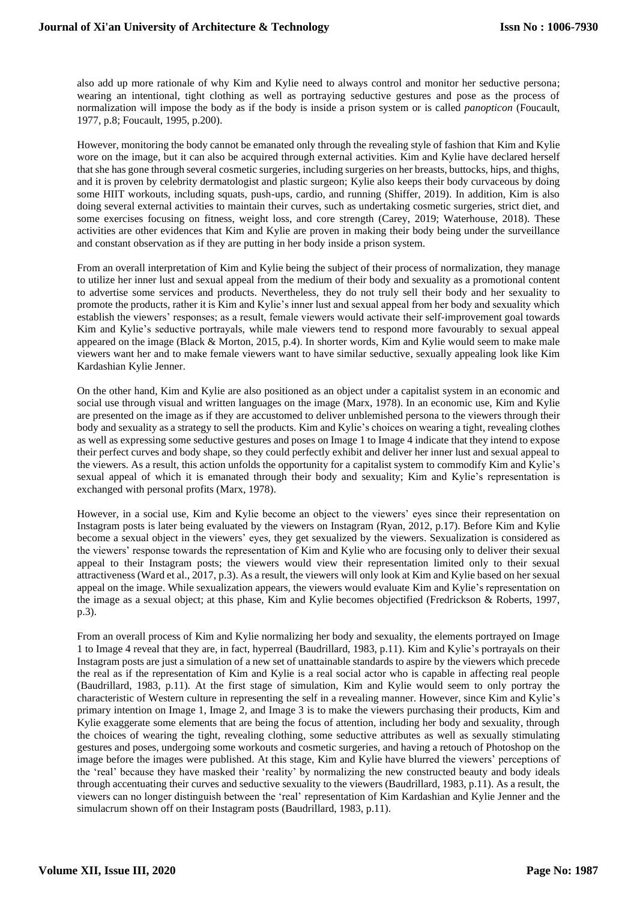also add up more rationale of why Kim and Kylie need to always control and monitor her seductive persona; wearing an intentional, tight clothing as well as portraying seductive gestures and pose as the process of normalization will impose the body as if the body is inside a prison system or is called *panopticon* (Foucault, 1977, p.8; Foucault, 1995, p.200).

However, monitoring the body cannot be emanated only through the revealing style of fashion that Kim and Kylie wore on the image, but it can also be acquired through external activities. Kim and Kylie have declared herself that she has gone through several cosmetic surgeries, including surgeries on her breasts, buttocks, hips, and thighs, and it is proven by celebrity dermatologist and plastic surgeon; Kylie also keeps their body curvaceous by doing some HIIT workouts, including squats, push-ups, cardio, and running (Shiffer, 2019). In addition, Kim is also doing several external activities to maintain their curves, such as undertaking cosmetic surgeries, strict diet, and some exercises focusing on fitness, weight loss, and core strength (Carey, 2019; Waterhouse, 2018). These activities are other evidences that Kim and Kylie are proven in making their body being under the surveillance and constant observation as if they are putting in her body inside a prison system.

From an overall interpretation of Kim and Kylie being the subject of their process of normalization, they manage to utilize her inner lust and sexual appeal from the medium of their body and sexuality as a promotional content to advertise some services and products. Nevertheless, they do not truly sell their body and her sexuality to promote the products, rather it is Kim and Kylie's inner lust and sexual appeal from her body and sexuality which establish the viewers' responses; as a result, female viewers would activate their self-improvement goal towards Kim and Kylie's seductive portrayals, while male viewers tend to respond more favourably to sexual appeal appeared on the image (Black & Morton, 2015, p.4). In shorter words, Kim and Kylie would seem to make male viewers want her and to make female viewers want to have similar seductive, sexually appealing look like Kim Kardashian Kylie Jenner.

On the other hand, Kim and Kylie are also positioned as an object under a capitalist system in an economic and social use through visual and written languages on the image (Marx, 1978). In an economic use, Kim and Kylie are presented on the image as if they are accustomed to deliver unblemished persona to the viewers through their body and sexuality as a strategy to sell the products. Kim and Kylie's choices on wearing a tight, revealing clothes as well as expressing some seductive gestures and poses on Image 1 to Image 4 indicate that they intend to expose their perfect curves and body shape, so they could perfectly exhibit and deliver her inner lust and sexual appeal to the viewers. As a result, this action unfolds the opportunity for a capitalist system to commodify Kim and Kylie's sexual appeal of which it is emanated through their body and sexuality; Kim and Kylie's representation is exchanged with personal profits (Marx, 1978).

However, in a social use, Kim and Kylie become an object to the viewers' eyes since their representation on Instagram posts is later being evaluated by the viewers on Instagram (Ryan, 2012, p.17). Before Kim and Kylie become a sexual object in the viewers' eyes, they get sexualized by the viewers. Sexualization is considered as the viewers' response towards the representation of Kim and Kylie who are focusing only to deliver their sexual appeal to their Instagram posts; the viewers would view their representation limited only to their sexual attractiveness (Ward et al., 2017, p.3). As a result, the viewers will only look at Kim and Kylie based on her sexual appeal on the image. While sexualization appears, the viewers would evaluate Kim and Kylie's representation on the image as a sexual object; at this phase, Kim and Kylie becomes objectified (Fredrickson & Roberts, 1997, p.3).

From an overall process of Kim and Kylie normalizing her body and sexuality, the elements portrayed on Image 1 to Image 4 reveal that they are, in fact, hyperreal (Baudrillard, 1983, p.11). Kim and Kylie's portrayals on their Instagram posts are just a simulation of a new set of unattainable standards to aspire by the viewers which precede the real as if the representation of Kim and Kylie is a real social actor who is capable in affecting real people (Baudrillard, 1983, p.11). At the first stage of simulation, Kim and Kylie would seem to only portray the characteristic of Western culture in representing the self in a revealing manner. However, since Kim and Kylie's primary intention on Image 1, Image 2, and Image 3 is to make the viewers purchasing their products, Kim and Kylie exaggerate some elements that are being the focus of attention, including her body and sexuality, through the choices of wearing the tight, revealing clothing, some seductive attributes as well as sexually stimulating gestures and poses, undergoing some workouts and cosmetic surgeries, and having a retouch of Photoshop on the image before the images were published. At this stage, Kim and Kylie have blurred the viewers' perceptions of the 'real' because they have masked their 'reality' by normalizing the new constructed beauty and body ideals through accentuating their curves and seductive sexuality to the viewers (Baudrillard, 1983, p.11). As a result, the viewers can no longer distinguish between the 'real' representation of Kim Kardashian and Kylie Jenner and the simulacrum shown off on their Instagram posts (Baudrillard, 1983, p.11).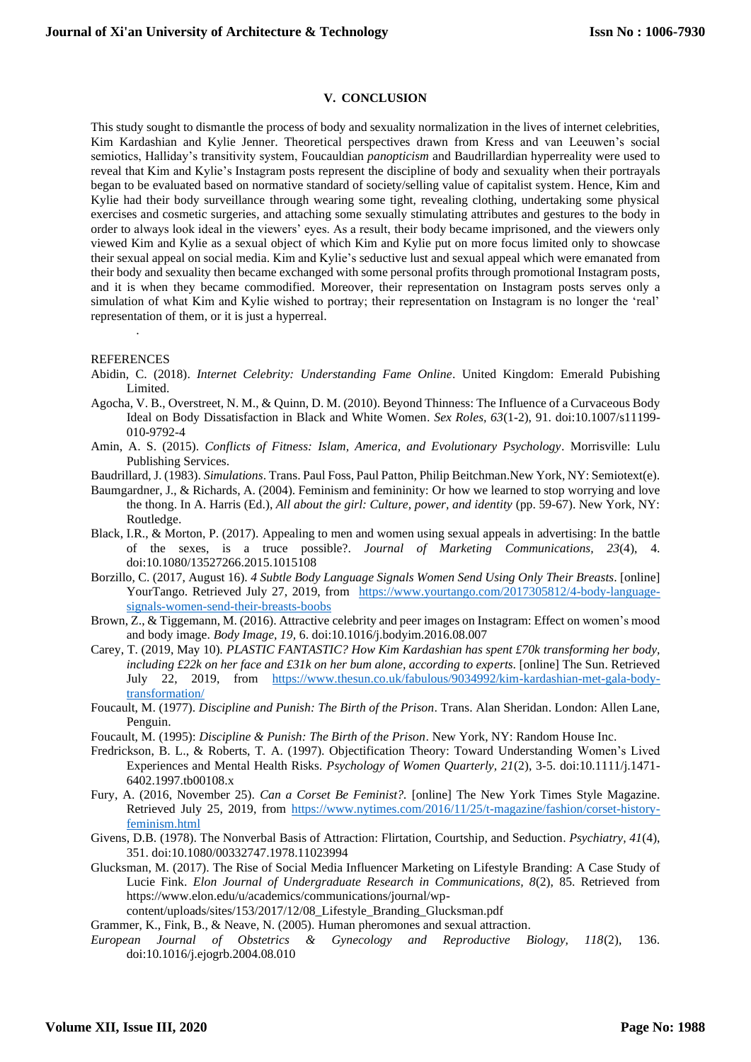## V. CONCLUSION

This study sought to dismantle the process of body and sexuality normalization in the lives of internet celebrities, Kim Kardashian and Kylie Jenner. Theoretical perspectives drawn from Kress and van Leeuwen's social semiotics, Halliday's transitivity system, Foucauldian *panopticism* and Baudrillardian hyperreality were used to reveal that Kim and Kylie's Instagram posts represent the discipline of body and sexuality when their portrayals began to be evaluated based on normative standard of society/selling value of capitalist system. Hence, Kim and Kylie had their body surveillance through wearing some tight, revealing clothing, undertaking some physical exercises and cosmetic surgeries, and attaching some sexually stimulating attributes and gestures to the body in order to always look ideal in the viewers' eyes. As a result, their body became imprisoned, and the viewers only viewed Kim and Kylie as a sexual object of which Kim and Kylie put on more focus limited only to showcase their sexual appeal on social media. Kim and Kylie's seductive lust and sexual appeal which were emanated from their body and sexuality then became exchanged with some personal profits through promotional Instagram posts, and it is when they became commodified. Moreover, their representation on Instagram posts serves only a simulation of what Kim and Kylie wished to portray; their representation on Instagram is no longer the 'real' representation of them, or it is just a hyperreal.

.

REFERENCES

Abidin, C. (2018). *Internet Celebrity: Understanding Fame Online*. United Kingdom: Emerald Pubishing Limited.

Agocha, V. B., Overstreet, N. M., & Quinn, D. M. (2010). Beyond Thinness: The Influence of a Curvaceous Body Ideal on Body Dissatisfaction in Black and White Women. *Sex Roles, 63*(1-2), 91. doi:10.1007/s11199-010-9792-4

Amin, A. S. (2015). *Conflicts of Fitness: Islam, America, and Evolutionary Psychology*. Morrisville: Lulu Publishing Services.

Baudrillard, J. (1983). *Simulations*. Trans. Paul Foss, Paul Patton, Philip Beitchman.New York, NY: Semiotext(e).

Baumgardner, J., & Richards, A. (2004). Feminism and femininity: Or how we learned to stop worrying and love the thong. In A. Harris (Ed.), *All about the girl: Culture, power, and identity* (pp. 59-67). New York, NY: Routledge.

Black, I.R., & Morton, P. (2017). Appealing to men and women using sexual appeals in advertising: In the battle of the sexes, is a truce possible?. *Journal of Marketing Communications, 23*(4), 4. doi:10.1080/13527266.2015.1015108

Borzillo, C. (2017, August 16). *4 Subtle Body Language Signals Women Send Using Only Their Breasts*. [online] YourTango. Retrieved July 27, 2019, from https://www.yourtango.com/2017305812/4-body-language-signals-women-send-their-breasts-boobs

Brown, Z., & Tiggemann, M. (2016). Attractive celebrity and peer images on Instagram: Effect on women's mood and body image. *Body Image, 19*, 6. doi:10.1016/j.bodyim.2016.08.007

Carey, T. (2019, May 10). *PLASTIC FANTASTIC? How Kim Kardashian has spent £70k transforming her body, including £22k on her face and £31k on her bum alone, according to experts*. [online] The Sun. Retrieved July 22, 2019, from https://www.thesun.co.uk/fabulous/9034992/kim-kardashian-met-gala-body-transformation/

Foucault, M. (1977). *Discipline and Punish: The Birth of the Prison*. Trans. Alan Sheridan. London: Allen Lane, Penguin.

Foucault, M. (1995): *Discipline & Punish: The Birth of the Prison*. New York, NY: Random House Inc.

Fredrickson, B. L., & Roberts, T. A. (1997). Objectification Theory: Toward Understanding Women's Lived Experiences and Mental Health Risks. *Psychology of Women Quarterly, 21*(2), 3-5. doi:10.1111/j.1471-6402.1997.tb00108.x

Fury, A. (2016, November 25). *Can a Corset Be Feminist?*. [online] The New York Times Style Magazine. Retrieved July 25, 2019, from https://www.nytimes.com/2016/11/25/t-magazine/fashion/corset-history-feminism.html

Givens, D.B. (1978). The Nonverbal Basis of Attraction: Flirtation, Courtship, and Seduction. *Psychiatry, 41*(4), 351. doi:10.1080/00332747.1978.11023994

Glucksman, M. (2017). The Rise of Social Media Influencer Marketing on Lifestyle Branding: A Case Study of Lucie Fink. *Elon Journal of Undergraduate Research in Communications, 8*(2), 85. Retrieved from https://www.elon.edu/u/academics/communications/journal/wp-content/uploads/sites/153/2017/12/08_Lifestyle_Branding_Glucksman.pdf

Grammer, K., Fink, B., & Neave, N. (2005). Human pheromones and sexual attraction. *European Journal of Obstetrics & Gynecology and Reproductive Biology, 118*(2), 136. doi:10.1016/j.ejogrb.2004.08.010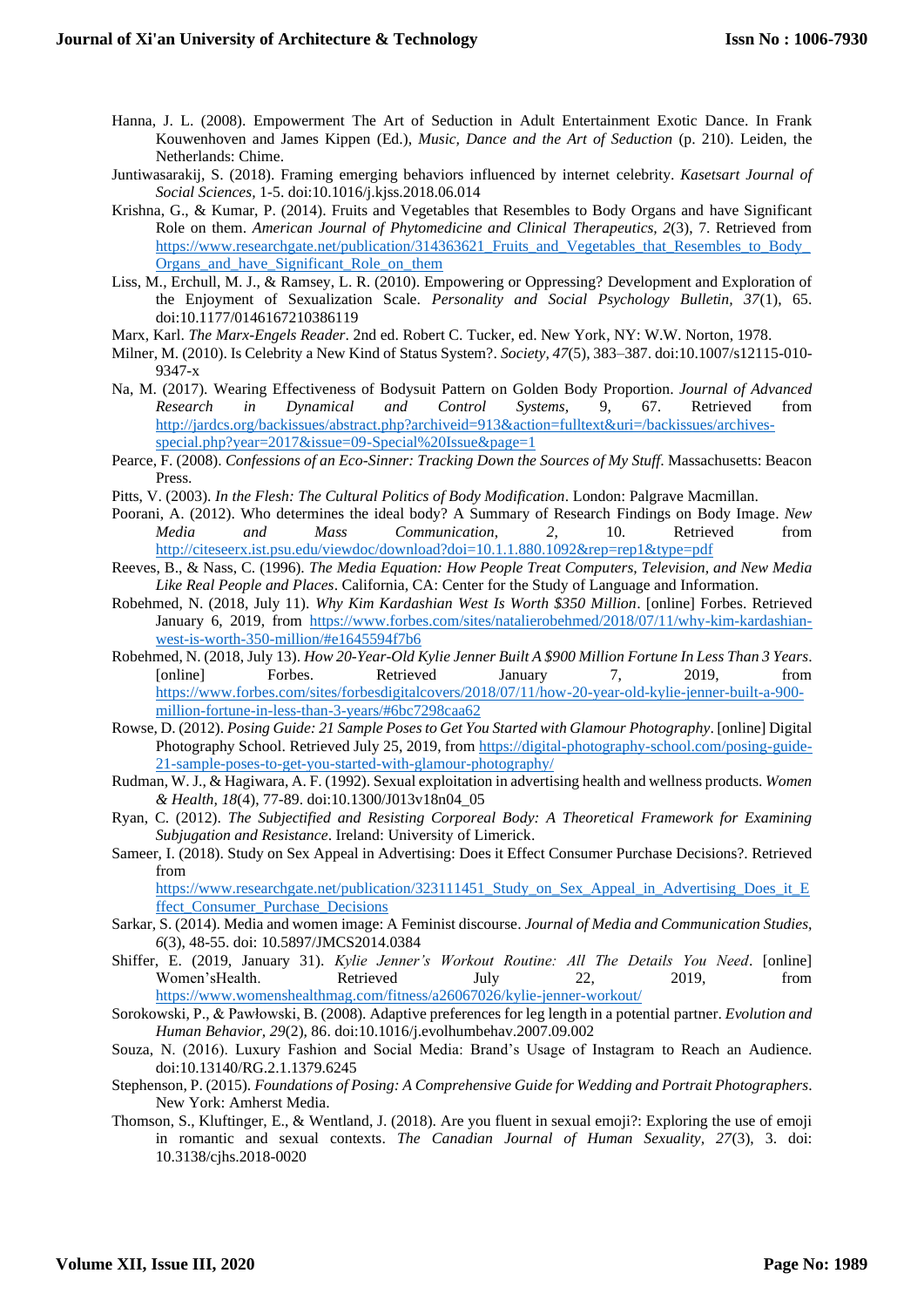Hanna, J. L. (2008). Empowerment The Art of Seduction in Adult Entertainment Exotic Dance. In Frank Kouwenhoven and James Kippen (Ed.), *Music, Dance and the Art of Seduction* (p. 210). Leiden, the Netherlands: Chime.

Juntiwasarakij, S. (2018). Framing emerging behaviors influenced by internet celebrity. *Kasetsart Journal of Social Sciences,* 1-5. doi:10.1016/j.kjss.2018.06.014

Krishna, G., & Kumar, P. (2014). Fruits and Vegetables that Resembles to Body Organs and have Significant Role on them. *American Journal of Phytomedicine and Clinical Therapeutics, 2*(3), 7. Retrieved from https://www.researchgate.net/publication/314363621_Fruits_and_Vegetables_that_Resembles_to_Body_Organs_and_have_Significant_Role_on_them

Liss, M., Erchull, M. J., & Ramsey, L. R. (2010). Empowering or Oppressing? Development and Exploration of the Enjoyment of Sexualization Scale. *Personality and Social Psychology Bulletin, 37*(1), 65. doi:10.1177/0146167210386119

Marx, Karl. *The Marx-Engels Reader*. 2nd ed. Robert C. Tucker, ed. New York, NY: W.W. Norton, 1978.

Milner, M. (2010). Is Celebrity a New Kind of Status System?. *Society, 47*(5), 383–387. doi:10.1007/s12115-010-9347-x

Na, M. (2017). Wearing Effectiveness of Bodysuit Pattern on Golden Body Proportion. *Journal of Advanced Research in Dynamical and Control Systems,* 9, 67. Retrieved from http://jardcs.org/backissues/abstract.php?archiveid=913&action=fulltext&uri=/backissues/archives-special.php?year=2017&issue=09-Special%20Issue&page=1

Pearce, F. (2008). *Confessions of an Eco-Sinner: Tracking Down the Sources of My Stuff*. Massachusetts: Beacon Press.

Pitts, V. (2003). *In the Flesh: The Cultural Politics of Body Modification*. London: Palgrave Macmillan.

Poorani, A. (2012). Who determines the ideal body? A Summary of Research Findings on Body Image. *New Media and Mass Communication, 2,* 10. Retrieved from http://citeseerx.ist.psu.edu/viewdoc/download?doi=10.1.1.880.1092&rep=rep1&type=pdf

Reeves, B., & Nass, C. (1996). *The Media Equation: How People Treat Computers, Television, and New Media Like Real People and Places*. California, CA: Center for the Study of Language and Information.

Robehmed, N. (2018, July 11). *Why Kim Kardashian West Is Worth $350 Million*. [online] Forbes. Retrieved January 6, 2019, from https://www.forbes.com/sites/natalierobehmed/2018/07/11/why-kim-kardashian-west-is-worth-350-million/#e1645594f7b6

Robehmed, N. (2018, July 13). *How 20-Year-Old Kylie Jenner Built A $900 Million Fortune In Less Than 3 Years*. [online] Forbes. Retrieved January 7, 2019, from https://www.forbes.com/sites/forbesdigitalcovers/2018/07/11/how-20-year-old-kylie-jenner-built-a-900-million-fortune-in-less-than-3-years/#6bc7298caa62

Rowse, D. (2012). *Posing Guide: 21 Sample Poses to Get You Started with Glamour Photography*. [online] Digital Photography School. Retrieved July 25, 2019, from https://digital-photography-school.com/posing-guide-21-sample-poses-to-get-you-started-with-glamour-photography/

Rudman, W. J., & Hagiwara, A. F. (1992). Sexual exploitation in advertising health and wellness products. *Women & Health, 18*(4), 77-89. doi:10.1300/J013v18n04_05

Ryan, C. (2012). *The Subjectified and Resisting Corporeal Body: A Theoretical Framework for Examining Subjugation and Resistance*. Ireland: University of Limerick.

Sameer, I. (2018). Study on Sex Appeal in Advertising: Does it Effect Consumer Purchase Decisions?. Retrieved from https://www.researchgate.net/publication/323111451_Study_on_Sex_Appeal_in_Advertising_Does_it_Effect_Consumer_Purchase_Decisions

Sarkar, S. (2014). Media and women image: A Feminist discourse. *Journal of Media and Communication Studies, 6*(3), 48-55. doi: 10.5897/JMCS2014.0384

Shiffer, E. (2019, January 31). *Kylie Jenner's Workout Routine: All The Details You Need*. [online] Women'sHealth. Retrieved July 22, 2019, from https://www.womenshealthmag.com/fitness/a26067026/kylie-jenner-workout/

Sorokowski, P., & Pawłowski, B. (2008). Adaptive preferences for leg length in a potential partner. *Evolution and Human Behavior, 29*(2), 86. doi:10.1016/j.evolhumbehav.2007.09.002

Souza, N. (2016). Luxury Fashion and Social Media: Brand's Usage of Instagram to Reach an Audience. doi:10.13140/RG.2.1.1379.6245

Stephenson, P. (2015). *Foundations of Posing: A Comprehensive Guide for Wedding and Portrait Photographers*. New York: Amherst Media.

Thomson, S., Kluftinger, E., & Wentland, J. (2018). Are you fluent in sexual emoji?: Exploring the use of emoji in romantic and sexual contexts. *The Canadian Journal of Human Sexuality, 27*(3), 3. doi: 10.3138/cjhs.2018-0020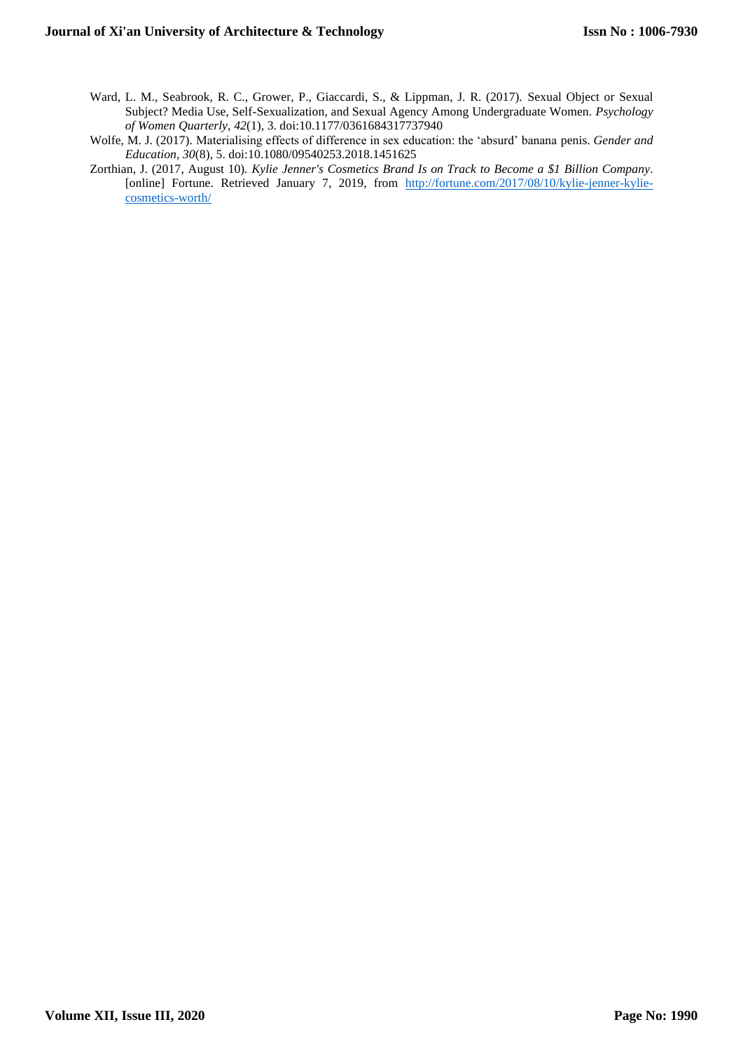Ward, L. M., Seabrook, R. C., Grower, P., Giaccardi, S., & Lippman, J. R. (2017). Sexual Object or Sexual Subject? Media Use, Self-Sexualization, and Sexual Agency Among Undergraduate Women. *Psychology of Women Quarterly, 42*(1), 3. doi:10.1177/0361684317737940

Wolfe, M. J. (2017). Materialising effects of difference in sex education: the 'absurd' banana penis. *Gender and Education, 30*(8), 5. doi:10.1080/09540253.2018.1451625

Zorthian, J. (2017, August 10). *Kylie Jenner's Cosmetics Brand Is on Track to Become a $1 Billion Company*. [online] Fortune. Retrieved January 7, 2019, from http://fortune.com/2017/08/10/kylie-jenner-kylie-cosmetics-worth/